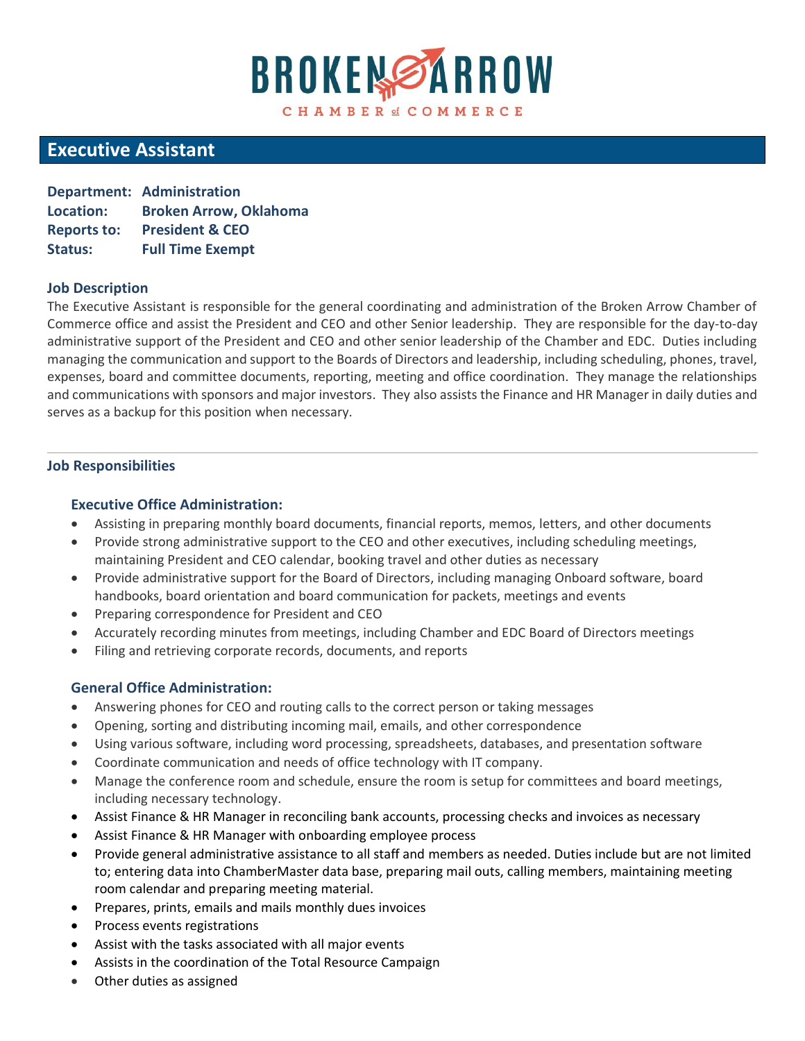BROKEN ARROW
CHAMBER of COMMERCE

# Executive Assistant

**Department:** **Administration**
**Location:** **Broken Arrow, Oklahoma**
**Reports to:** **President & CEO**
**Status:** **Full Time Exempt**

## Job Description

The Executive Assistant is responsible for the general coordinating and administration of the Broken Arrow Chamber of Commerce office and assist the President and CEO and other Senior leadership. They are responsible for the day-to-day administrative support of the President and CEO and other senior leadership of the Chamber and EDC. Duties including managing the communication and support to the Boards of Directors and leadership, including scheduling, phones, travel, expenses, board and committee documents, reporting, meeting and office coordination. They manage the relationships and communications with sponsors and major investors. They also assists the Finance and HR Manager in daily duties and serves as a backup for this position when necessary.

---

## Job Responsibilities

### Executive Office Administration:

- Assisting in preparing monthly board documents, financial reports, memos, letters, and other documents
- Provide strong administrative support to the CEO and other executives, including scheduling meetings, maintaining President and CEO calendar, booking travel and other duties as necessary
- Provide administrative support for the Board of Directors, including managing Onboard software, board handbooks, board orientation and board communication for packets, meetings and events
- Preparing correspondence for President and CEO
- Accurately recording minutes from meetings, including Chamber and EDC Board of Directors meetings
- Filing and retrieving corporate records, documents, and reports

### General Office Administration:

- Answering phones for CEO and routing calls to the correct person or taking messages
- Opening, sorting and distributing incoming mail, emails, and other correspondence
- Using various software, including word processing, spreadsheets, databases, and presentation software
- Coordinate communication and needs of office technology with IT company.
- Manage the conference room and schedule, ensure the room is setup for committees and board meetings, including necessary technology.
- Assist Finance & HR Manager in reconciling bank accounts, processing checks and invoices as necessary
- Assist Finance & HR Manager with onboarding employee process
- Provide general administrative assistance to all staff and members as needed. Duties include but are not limited to; entering data into ChamberMaster data base, preparing mail outs, calling members, maintaining meeting room calendar and preparing meeting material.
- Prepares, prints, emails and mails monthly dues invoices
- Process events registrations
- Assist with the tasks associated with all major events
- Assists in the coordination of the Total Resource Campaign
- Other duties as assigned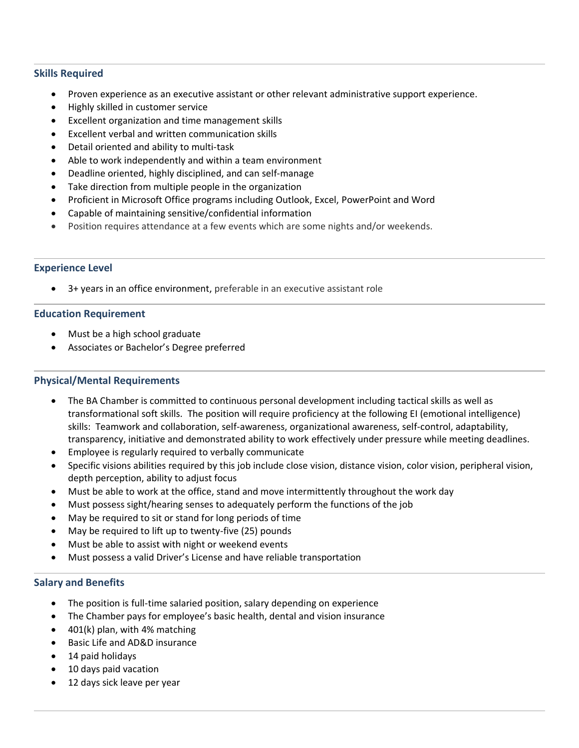### Skills Required

- Proven experience as an executive assistant or other relevant administrative support experience.
- Highly skilled in customer service
- Excellent organization and time management skills
- Excellent verbal and written communication skills
- Detail oriented and ability to multi-task
- Able to work independently and within a team environment
- Deadline oriented, highly disciplined, and can self-manage
- Take direction from multiple people in the organization
- Proficient in Microsoft Office programs including Outlook, Excel, PowerPoint and Word
- Capable of maintaining sensitive/confidential information
- Position requires attendance at a few events which are some nights and/or weekends.

### Experience Level

- 3+ years in an office environment, preferable in an executive assistant role

### Education Requirement

- Must be a high school graduate
- Associates or Bachelor's Degree preferred

### Physical/Mental Requirements

- The BA Chamber is committed to continuous personal development including tactical skills as well as transformational soft skills. The position will require proficiency at the following EI (emotional intelligence) skills: Teamwork and collaboration, self-awareness, organizational awareness, self-control, adaptability, transparency, initiative and demonstrated ability to work effectively under pressure while meeting deadlines.
- Employee is regularly required to verbally communicate
- Specific visions abilities required by this job include close vision, distance vision, color vision, peripheral vision, depth perception, ability to adjust focus
- Must be able to work at the office, stand and move intermittently throughout the work day
- Must possess sight/hearing senses to adequately perform the functions of the job
- May be required to sit or stand for long periods of time
- May be required to lift up to twenty-five (25) pounds
- Must be able to assist with night or weekend events
- Must possess a valid Driver's License and have reliable transportation

### Salary and Benefits

- The position is full-time salaried position, salary depending on experience
- The Chamber pays for employee's basic health, dental and vision insurance
- 401(k) plan, with 4% matching
- Basic Life and AD&D insurance
- 14 paid holidays
- 10 days paid vacation
- 12 days sick leave per year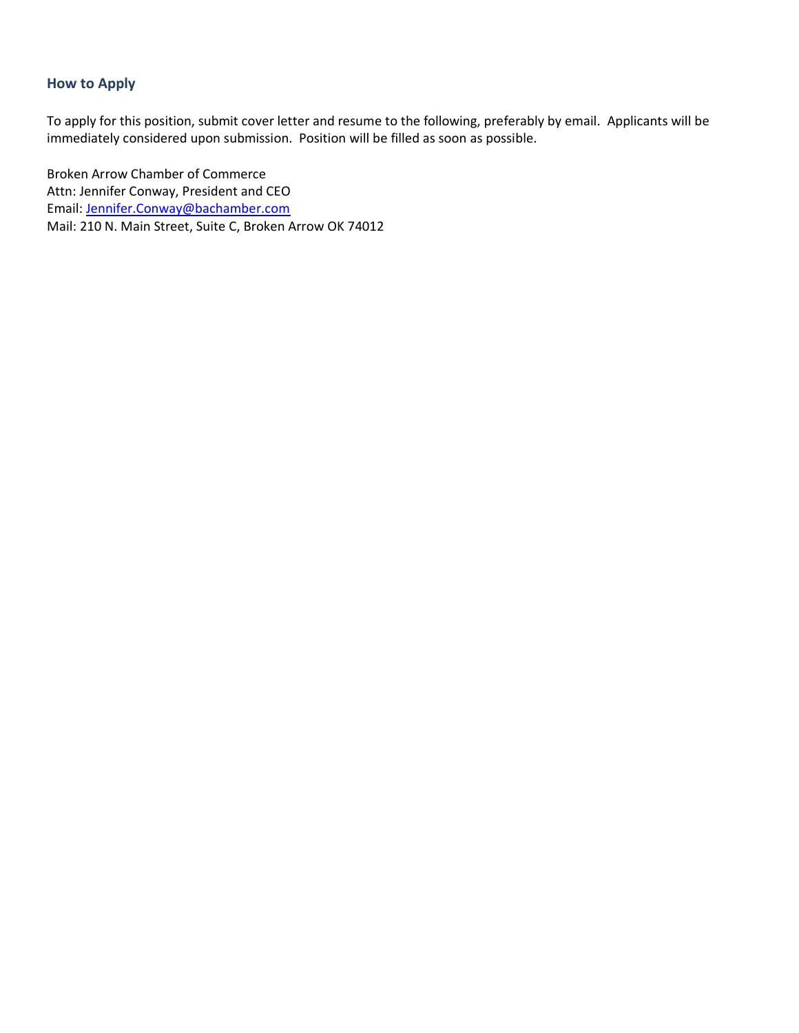### How to Apply

To apply for this position, submit cover letter and resume to the following, preferably by email. Applicants will be immediately considered upon submission. Position will be filled as soon as possible.

Broken Arrow Chamber of Commerce  
Attn: Jennifer Conway, President and CEO  
Email: [Jennifer.Conway@bachamber.com](mailto:Jennifer.Conway@bachamber.com)  
Mail: 210 N. Main Street, Suite C, Broken Arrow OK 74012